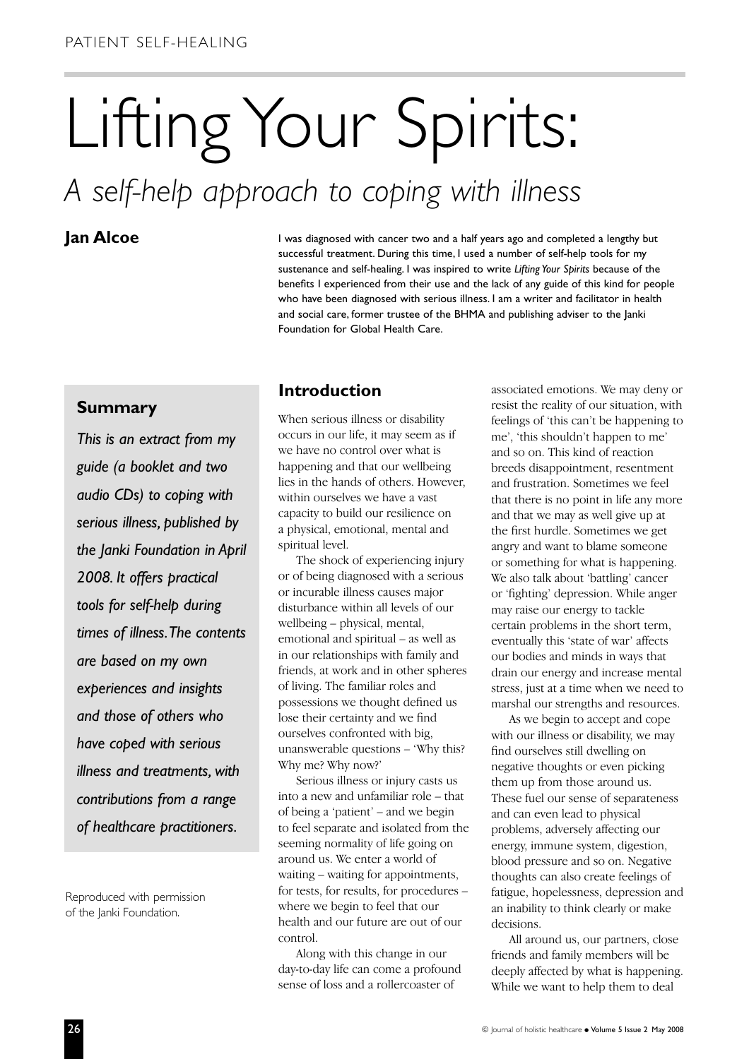# Lifting Your Spirits:

## *A self-help approach to coping with illness*

**Jan Alcoe**

I was diagnosed with cancer two and a half years ago and completed a lengthy but successful treatment. During this time, I used a number of self-help tools for my sustenance and self-healing. I was inspired to write *Lifting Your Spirits* because of the benefits I experienced from their use and the lack of any guide of this kind for people who have been diagnosed with serious illness. I am a writer and facilitator in health and social care, former trustee of the BHMA and publishing adviser to the Janki Foundation for Global Health Care.

### Summary

*This is an extract from my guide (a booklet and two audio CDs) to coping with serious illness, published by the Janki Foundation in April 2008. It offers practical tools for self-help during times of illness. The contents are based on my own experiences and insights and those of others who have coped with serious illness and treatments, with contributions from a range of healthcare practitioners.*

Reproduced with permission of the Janki Foundation.

## Introduction

When serious illness or disability occurs in our life, it may seem as if we have no control over what is happening and that our wellbeing lies in the hands of others. However, within ourselves we have a vast capacity to build our resilience on a physical, emotional, mental and spiritual level.

The shock of experiencing injury or of being diagnosed with a serious or incurable illness causes major disturbance within all levels of our wellbeing – physical, mental, emotional and spiritual – as well as in our relationships with family and friends, at work and in other spheres of living. The familiar roles and possessions we thought defined us lose their certainty and we find ourselves confronted with big, unanswerable questions – 'Why this? Why me? Why now?'

Serious illness or injury casts us into a new and unfamiliar role – that of being a 'patient' – and we begin to feel separate and isolated from the seeming normality of life going on around us. We enter a world of waiting – waiting for appointments, for tests, for results, for procedures – where we begin to feel that our health and our future are out of our control.

Along with this change in our day-to-day life can come a profound sense of loss and a rollercoaster of associated emotions. We may deny or resist the reality of our situation, with feelings of 'this can't be happening to me', 'this shouldn't happen to me' and so on. This kind of reaction breeds disappointment, resentment and frustration. Sometimes we feel that there is no point in life any more and that we may as well give up at the first hurdle. Sometimes we get angry and want to blame someone or something for what is happening. We also talk about 'battling' cancer or 'fighting' depression. While anger may raise our energy to tackle certain problems in the short term, eventually this 'state of war' affects our bodies and minds in ways that drain our energy and increase mental stress, just at a time when we need to marshal our strengths and resources.

As we begin to accept and cope with our illness or disability, we may find ourselves still dwelling on negative thoughts or even picking them up from those around us. These fuel our sense of separateness and can even lead to physical problems, adversely affecting our energy, immune system, digestion, blood pressure and so on. Negative thoughts can also create feelings of fatigue, hopelessness, depression and an inability to think clearly or make decisions.

All around us, our partners, close friends and family members will be deeply affected by what is happening. While we want to help them to deal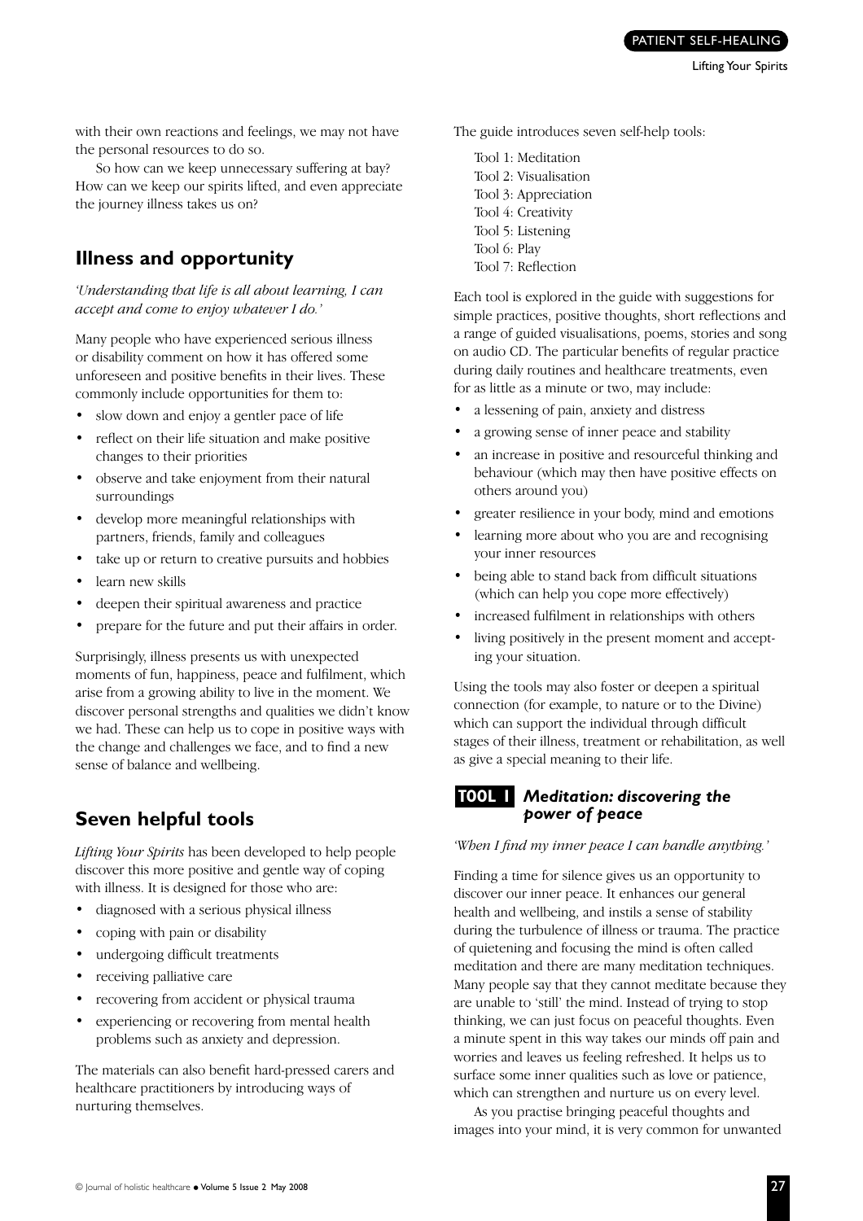with their own reactions and feelings, we may not have the personal resources to do so.

So how can we keep unnecessary suffering at bay? How can we keep our spirits lifted, and even appreciate the journey illness takes us on?

## Illness and opportunity

*'Understanding that life is all about learning, I can accept and come to enjoy whatever I do.'*

Many people who have experienced serious illness or disability comment on how it has offered some unforeseen and positive benefits in their lives. These commonly include opportunities for them to:

- slow down and enjoy a gentler pace of life
- reflect on their life situation and make positive changes to their priorities
- observe and take enjoyment from their natural surroundings
- develop more meaningful relationships with partners, friends, family and colleagues
- take up or return to creative pursuits and hobbies
- learn new skills
- deepen their spiritual awareness and practice
- prepare for the future and put their affairs in order.

Surprisingly, illness presents us with unexpected moments of fun, happiness, peace and fulfilment, which arise from a growing ability to live in the moment. We discover personal strengths and qualities we didn't know we had. These can help us to cope in positive ways with the change and challenges we face, and to find a new sense of balance and wellbeing.

## Seven helpful tools

*Lifting Your Spirits* has been developed to help people discover this more positive and gentle way of coping with illness. It is designed for those who are:

- diagnosed with a serious physical illness
- coping with pain or disability
- undergoing difficult treatments
- receiving palliative care
- recovering from accident or physical trauma
- experiencing or recovering from mental health problems such as anxiety and depression.

The materials can also benefit hard-pressed carers and healthcare practitioners by introducing ways of nurturing themselves.

The guide introduces seven self-help tools:

Tool 1: Meditation
Tool 2: Visualisation
Tool 3: Appreciation
Tool 4: Creativity
Tool 5: Listening
Tool 6: Play
Tool 7: Reflection

Each tool is explored in the guide with suggestions for simple practices, positive thoughts, short reflections and a range of guided visualisations, poems, stories and song on audio CD. The particular benefits of regular practice during daily routines and healthcare treatments, even for as little as a minute or two, may include:

- a lessening of pain, anxiety and distress
- a growing sense of inner peace and stability
- an increase in positive and resourceful thinking and behaviour (which may then have positive effects on others around you)
- greater resilience in your body, mind and emotions
- learning more about who you are and recognising your inner resources
- being able to stand back from difficult situations (which can help you cope more effectively)
- increased fulfilment in relationships with others
- living positively in the present moment and accepting your situation.

Using the tools may also foster or deepen a spiritual connection (for example, to nature or to the Divine) which can support the individual through difficult stages of their illness, treatment or rehabilitation, as well as give a special meaning to their life.

### TOOL 1 *Meditation: discovering the power of peace*

*'When I find my inner peace I can handle anything.'*

Finding a time for silence gives us an opportunity to discover our inner peace. It enhances our general health and wellbeing, and instils a sense of stability during the turbulence of illness or trauma. The practice of quietening and focusing the mind is often called meditation and there are many meditation techniques. Many people say that they cannot meditate because they are unable to 'still' the mind. Instead of trying to stop thinking, we can just focus on peaceful thoughts. Even a minute spent in this way takes our minds off pain and worries and leaves us feeling refreshed. It helps us to surface some inner qualities such as love or patience, which can strengthen and nurture us on every level.

As you practise bringing peaceful thoughts and images into your mind, it is very common for unwanted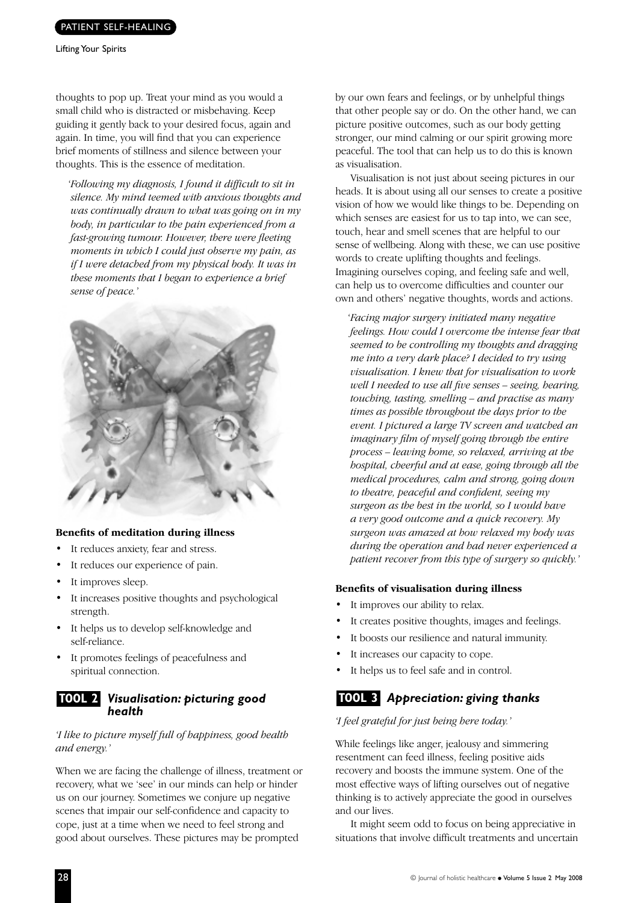thoughts to pop up. Treat your mind as you would a small child who is distracted or misbehaving. Keep guiding it gently back to your desired focus, again and again. In time, you will find that you can experience brief moments of stillness and silence between your thoughts. This is the essence of meditation.

> *'Following my diagnosis, I found it difficult to sit in silence. My mind teemed with anxious thoughts and was continually drawn to what was going on in my body, in particular to the pain experienced from a fast-growing tumour. However, there were fleeting moments in which I could just observe my pain, as if I were detached from my physical body. It was in these moments that I began to experience a brief sense of peace.'*

**Benefits of meditation during illness**

- It reduces anxiety, fear and stress.
- It reduces our experience of pain.
- It improves sleep.
- It increases positive thoughts and psychological strength.
- It helps us to develop self-knowledge and self-reliance.
- It promotes feelings of peacefulness and spiritual connection.

## TOOL 2 *Visualisation: picturing good health*

*'I like to picture myself full of happiness, good health and energy.'*

When we are facing the challenge of illness, treatment or recovery, what we 'see' in our minds can help or hinder us on our journey. Sometimes we conjure up negative scenes that impair our self-confidence and capacity to cope, just at a time when we need to feel strong and good about ourselves. These pictures may be prompted by our own fears and feelings, or by unhelpful things that other people say or do. On the other hand, we can picture positive outcomes, such as our body getting stronger, our mind calming or our spirit growing more peaceful. The tool that can help us to do this is known as visualisation.

Visualisation is not just about seeing pictures in our heads. It is about using all our senses to create a positive vision of how we would like things to be. Depending on which senses are easiest for us to tap into, we can see, touch, hear and smell scenes that are helpful to our sense of wellbeing. Along with these, we can use positive words to create uplifting thoughts and feelings. Imagining ourselves coping, and feeling safe and well, can help us to overcome difficulties and counter our own and others' negative thoughts, words and actions.

> *'Facing major surgery initiated many negative feelings. How could I overcome the intense fear that seemed to be controlling my thoughts and dragging me into a very dark place? I decided to try using visualisation. I knew that for visualisation to work well I needed to use all five senses – seeing, hearing, touching, tasting, smelling – and practise as many times as possible throughout the days prior to the event. I pictured a large TV screen and watched an imaginary film of myself going through the entire process – leaving home, so relaxed, arriving at the hospital, cheerful and at ease, going through all the medical procedures, calm and strong, going down to theatre, peaceful and confident, seeing my surgeon as the best in the world, so I would have a very good outcome and a quick recovery. My surgeon was amazed at how relaxed my body was during the operation and had never experienced a patient recover from this type of surgery so quickly.'*

**Benefits of visualisation during illness**

- It improves our ability to relax.
- It creates positive thoughts, images and feelings.
- It boosts our resilience and natural immunity.
- It increases our capacity to cope.
- It helps us to feel safe and in control.

## TOOL 3 *Appreciation: giving thanks*

*'I feel grateful for just being here today.'*

While feelings like anger, jealousy and simmering resentment can feed illness, feeling positive aids recovery and boosts the immune system. One of the most effective ways of lifting ourselves out of negative thinking is to actively appreciate the good in ourselves and our lives.

It might seem odd to focus on being appreciative in situations that involve difficult treatments and uncertain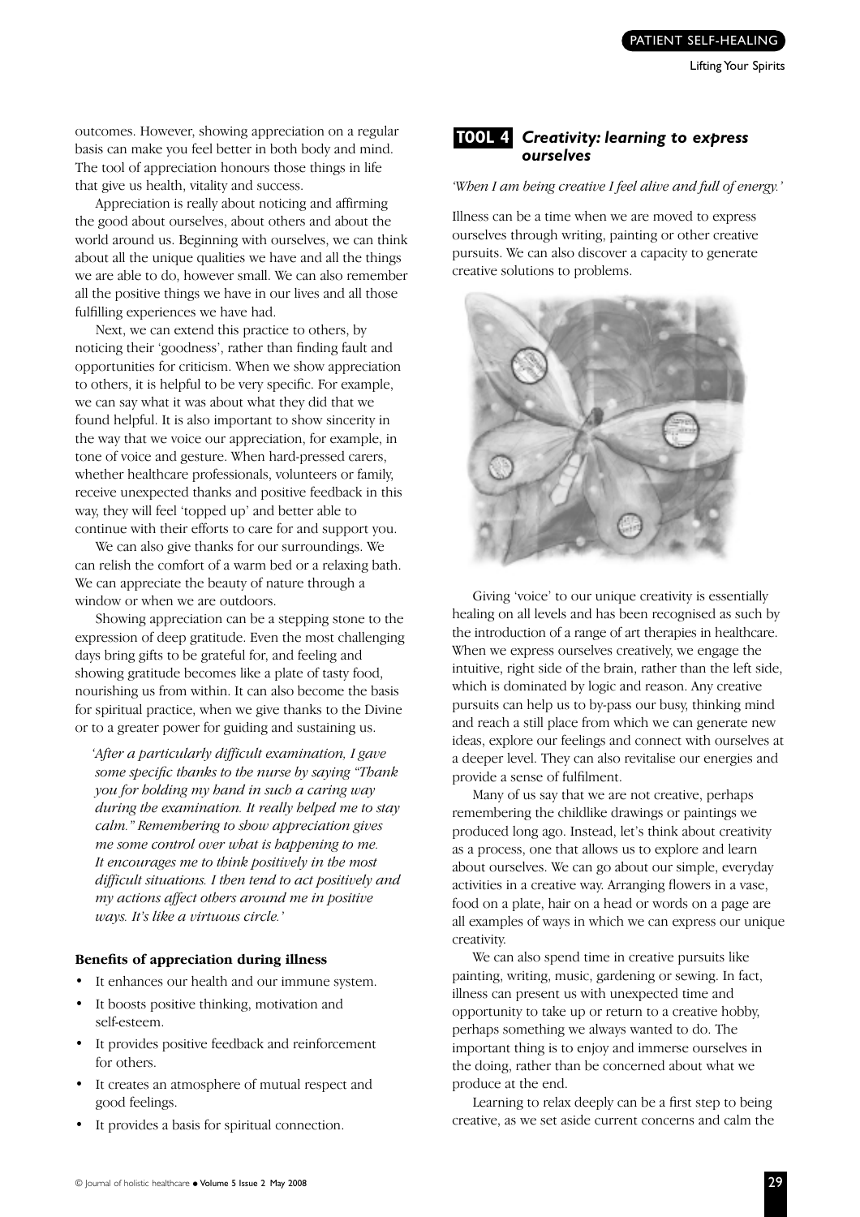outcomes. However, showing appreciation on a regular basis can make you feel better in both body and mind. The tool of appreciation honours those things in life that give us health, vitality and success.

Appreciation is really about noticing and affirming the good about ourselves, about others and about the world around us. Beginning with ourselves, we can think about all the unique qualities we have and all the things we are able to do, however small. We can also remember all the positive things we have in our lives and all those fulfilling experiences we have had.

Next, we can extend this practice to others, by noticing their 'goodness', rather than finding fault and opportunities for criticism. When we show appreciation to others, it is helpful to be very specific. For example, we can say what it was about what they did that we found helpful. It is also important to show sincerity in the way that we voice our appreciation, for example, in tone of voice and gesture. When hard-pressed carers, whether healthcare professionals, volunteers or family, receive unexpected thanks and positive feedback in this way, they will feel 'topped up' and better able to continue with their efforts to care for and support you.

We can also give thanks for our surroundings. We can relish the comfort of a warm bed or a relaxing bath. We can appreciate the beauty of nature through a window or when we are outdoors.

Showing appreciation can be a stepping stone to the expression of deep gratitude. Even the most challenging days bring gifts to be grateful for, and feeling and showing gratitude becomes like a plate of tasty food, nourishing us from within. It can also become the basis for spiritual practice, when we give thanks to the Divine or to a greater power for guiding and sustaining us.

> *'After a particularly difficult examination, I gave some specific thanks to the nurse by saying "Thank you for holding my hand in such a caring way during the examination. It really helped me to stay calm." Remembering to show appreciation gives me some control over what is happening to me. It encourages me to think positively in the most difficult situations. I then tend to act positively and my actions affect others around me in positive ways. It's like a virtuous circle.'*

**Benefits of appreciation during illness**

- It enhances our health and our immune system.
- It boosts positive thinking, motivation and self-esteem.
- It provides positive feedback and reinforcement for others.
- It creates an atmosphere of mutual respect and good feelings.
- It provides a basis for spiritual connection.

## TOOL 4 *Creativity: learning to express ourselves*

*'When I am being creative I feel alive and full of energy.'*

Illness can be a time when we are moved to express ourselves through writing, painting or other creative pursuits. We can also discover a capacity to generate creative solutions to problems.

Giving 'voice' to our unique creativity is essentially healing on all levels and has been recognised as such by the introduction of a range of art therapies in healthcare. When we express ourselves creatively, we engage the intuitive, right side of the brain, rather than the left side, which is dominated by logic and reason. Any creative pursuits can help us to by-pass our busy, thinking mind and reach a still place from which we can generate new ideas, explore our feelings and connect with ourselves at a deeper level. They can also revitalise our energies and provide a sense of fulfilment.

Many of us say that we are not creative, perhaps remembering the childlike drawings or paintings we produced long ago. Instead, let's think about creativity as a process, one that allows us to explore and learn about ourselves. We can go about our simple, everyday activities in a creative way. Arranging flowers in a vase, food on a plate, hair on a head or words on a page are all examples of ways in which we can express our unique creativity.

We can also spend time in creative pursuits like painting, writing, music, gardening or sewing. In fact, illness can present us with unexpected time and opportunity to take up or return to a creative hobby, perhaps something we always wanted to do. The important thing is to enjoy and immerse ourselves in the doing, rather than be concerned about what we produce at the end.

Learning to relax deeply can be a first step to being creative, as we set aside current concerns and calm the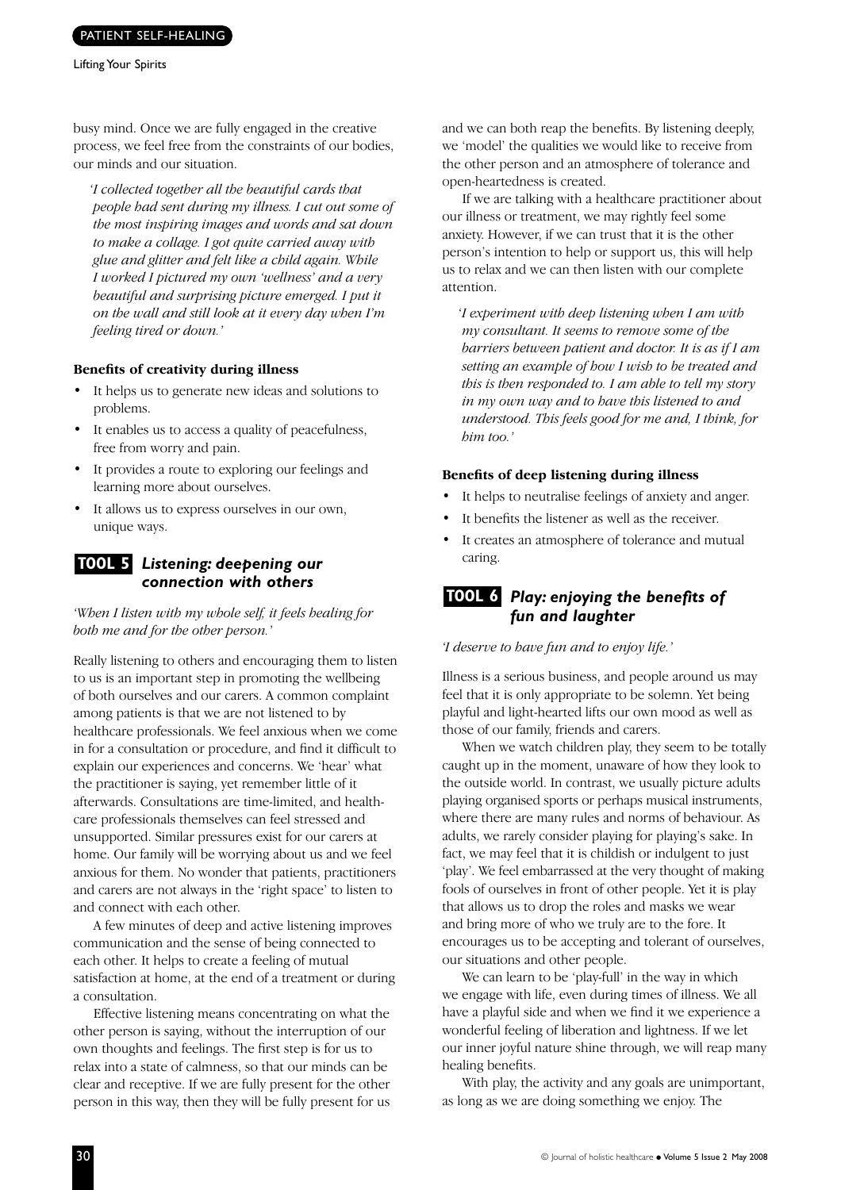busy mind. Once we are fully engaged in the creative process, we feel free from the constraints of our bodies, our minds and our situation.

*'I collected together all the beautiful cards that people had sent during my illness. I cut out some of the most inspiring images and words and sat down to make a collage. I got quite carried away with glue and glitter and felt like a child again. While I worked I pictured my own 'wellness' and a very beautiful and surprising picture emerged. I put it on the wall and still look at it every day when I'm feeling tired or down.'*

#### Benefits of creativity during illness

- It helps us to generate new ideas and solutions to problems.
- It enables us to access a quality of peacefulness, free from worry and pain.
- It provides a route to exploring our feelings and learning more about ourselves.
- It allows us to express ourselves in our own, unique ways.

### TOOL 5 *Listening: deepening our connection with others*

*'When I listen with my whole self, it feels healing for both me and for the other person.'*

Really listening to others and encouraging them to listen to us is an important step in promoting the wellbeing of both ourselves and our carers. A common complaint among patients is that we are not listened to by healthcare professionals. We feel anxious when we come in for a consultation or procedure, and find it difficult to explain our experiences and concerns. We 'hear' what the practitioner is saying, yet remember little of it afterwards. Consultations are time-limited, and healthcare professionals themselves can feel stressed and unsupported. Similar pressures exist for our carers at home. Our family will be worrying about us and we feel anxious for them. No wonder that patients, practitioners and carers are not always in the 'right space' to listen to and connect with each other.

A few minutes of deep and active listening improves communication and the sense of being connected to each other. It helps to create a feeling of mutual satisfaction at home, at the end of a treatment or during a consultation.

Effective listening means concentrating on what the other person is saying, without the interruption of our own thoughts and feelings. The first step is for us to relax into a state of calmness, so that our minds can be clear and receptive. If we are fully present for the other person in this way, then they will be fully present for us and we can both reap the benefits. By listening deeply, we 'model' the qualities we would like to receive from the other person and an atmosphere of tolerance and open-heartedness is created.

If we are talking with a healthcare practitioner about our illness or treatment, we may rightly feel some anxiety. However, if we can trust that it is the other person's intention to help or support us, this will help us to relax and we can then listen with our complete attention.

*'I experiment with deep listening when I am with my consultant. It seems to remove some of the barriers between patient and doctor. It is as if I am setting an example of how I wish to be treated and this is then responded to. I am able to tell my story in my own way and to have this listened to and understood. This feels good for me and, I think, for him too.'*

#### Benefits of deep listening during illness

- It helps to neutralise feelings of anxiety and anger.
- It benefits the listener as well as the receiver.
- It creates an atmosphere of tolerance and mutual caring.

### TOOL 6 *Play: enjoying the benefits of fun and laughter*

*'I deserve to have fun and to enjoy life.'*

Illness is a serious business, and people around us may feel that it is only appropriate to be solemn. Yet being playful and light-hearted lifts our own mood as well as those of our family, friends and carers.

When we watch children play, they seem to be totally caught up in the moment, unaware of how they look to the outside world. In contrast, we usually picture adults playing organised sports or perhaps musical instruments, where there are many rules and norms of behaviour. As adults, we rarely consider playing for playing's sake. In fact, we may feel that it is childish or indulgent to just 'play'. We feel embarrassed at the very thought of making fools of ourselves in front of other people. Yet it is play that allows us to drop the roles and masks we wear and bring more of who we truly are to the fore. It encourages us to be accepting and tolerant of ourselves, our situations and other people.

We can learn to be 'play-full' in the way in which we engage with life, even during times of illness. We all have a playful side and when we find it we experience a wonderful feeling of liberation and lightness. If we let our inner joyful nature shine through, we will reap many healing benefits.

With play, the activity and any goals are unimportant, as long as we are doing something we enjoy. The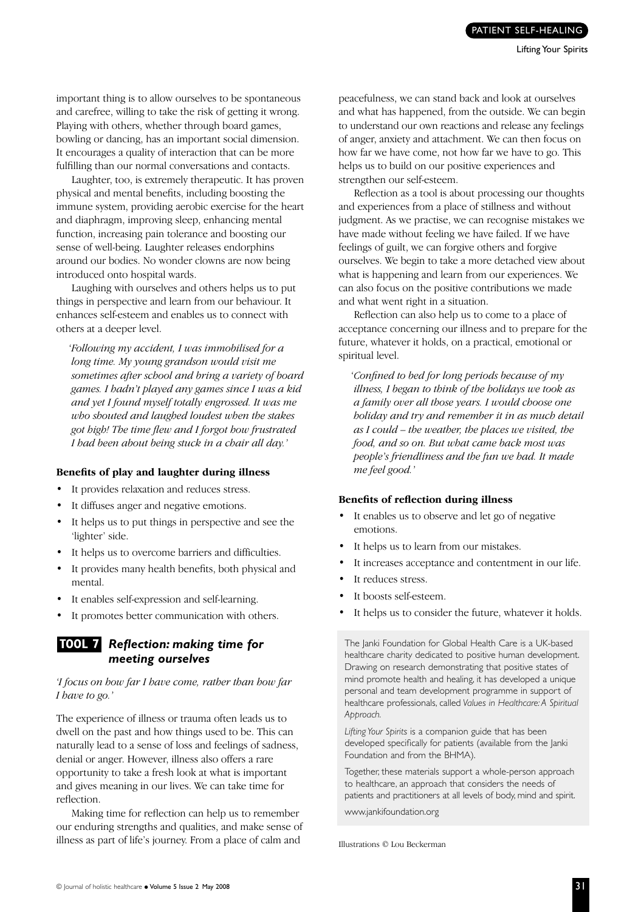important thing is to allow ourselves to be spontaneous and carefree, willing to take the risk of getting it wrong. Playing with others, whether through board games, bowling or dancing, has an important social dimension. It encourages a quality of interaction that can be more fulfilling than our normal conversations and contacts.

Laughter, too, is extremely therapeutic. It has proven physical and mental benefits, including boosting the immune system, providing aerobic exercise for the heart and diaphragm, improving sleep, enhancing mental function, increasing pain tolerance and boosting our sense of well-being. Laughter releases endorphins around our bodies. No wonder clowns are now being introduced onto hospital wards.

Laughing with ourselves and others helps us to put things in perspective and learn from our behaviour. It enhances self-esteem and enables us to connect with others at a deeper level.

> *'Following my accident, I was immobilised for a long time. My young grandson would visit me sometimes after school and bring a variety of board games. I hadn't played any games since I was a kid and yet I found myself totally engrossed. It was me who shouted and laughed loudest when the stakes got high! The time flew and I forgot how frustrated I had been about being stuck in a chair all day.'*

**Benefits of play and laughter during illness**

- It provides relaxation and reduces stress.
- It diffuses anger and negative emotions.
- It helps us to put things in perspective and see the 'lighter' side.
- It helps us to overcome barriers and difficulties.
- It provides many health benefits, both physical and mental.
- It enables self-expression and self-learning.
- It promotes better communication with others.

## TOOL 7 *Reflection: making time for meeting ourselves*

*'I focus on how far I have come, rather than how far I have to go.'*

The experience of illness or trauma often leads us to dwell on the past and how things used to be. This can naturally lead to a sense of loss and feelings of sadness, denial or anger. However, illness also offers a rare opportunity to take a fresh look at what is important and gives meaning in our lives. We can take time for reflection.

Making time for reflection can help us to remember our enduring strengths and qualities, and make sense of illness as part of life's journey. From a place of calm and peacefulness, we can stand back and look at ourselves and what has happened, from the outside. We can begin to understand our own reactions and release any feelings of anger, anxiety and attachment. We can then focus on how far we have come, not how far we have to go. This helps us to build on our positive experiences and strengthen our self-esteem.

Reflection as a tool is about processing our thoughts and experiences from a place of stillness and without judgment. As we practise, we can recognise mistakes we have made without feeling we have failed. If we have feelings of guilt, we can forgive others and forgive ourselves. We begin to take a more detached view about what is happening and learn from our experiences. We can also focus on the positive contributions we made and what went right in a situation.

Reflection can also help us to come to a place of acceptance concerning our illness and to prepare for the future, whatever it holds, on a practical, emotional or spiritual level.

> *'Confined to bed for long periods because of my illness, I began to think of the holidays we took as a family over all those years. I would choose one holiday and try and remember it in as much detail as I could – the weather, the places we visited, the food, and so on. But what came back most was people's friendliness and the fun we had. It made me feel good.'*

**Benefits of reflection during illness**

- It enables us to observe and let go of negative emotions.
- It helps us to learn from our mistakes.
- It increases acceptance and contentment in our life.
- It reduces stress.
- It boosts self-esteem.
- It helps us to consider the future, whatever it holds.

The Janki Foundation for Global Health Care is a UK-based healthcare charity dedicated to positive human development. Drawing on research demonstrating that positive states of mind promote health and healing, it has developed a unique personal and team development programme in support of healthcare professionals, called *Values in Healthcare: A Spiritual Approach*.

*Lifting Your Spirits* is a companion guide that has been developed specifically for patients (available from the Janki Foundation and from the BHMA).

Together, these materials support a whole-person approach to healthcare, an approach that considers the needs of patients and practitioners at all levels of body, mind and spirit.

www.jankifoundation.org

Illustrations © Lou Beckerman